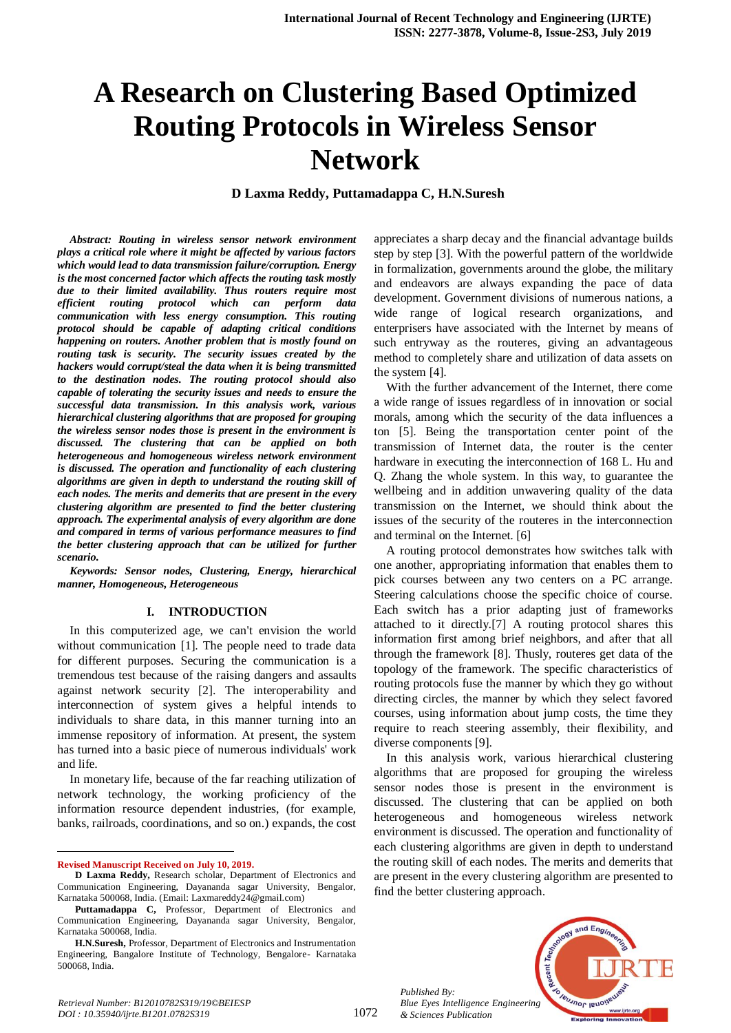# A Research on Clustering Based Optimized Routing Protocols in Wireless Sensor Network

**D Laxma Reddy, Puttamadappa C, H.N.Suresh**

***Abstract:*** ***Routing in wireless sensor network environment plays a critical role where it might be affected by various factors which would lead to data transmission failure/corruption. Energy is the most concerned factor which affects the routing task mostly due to their limited availability. Thus routers require most efficient routing protocol which can perform data communication with less energy consumption. This routing protocol should be capable of adapting critical conditions happening on routers. Another problem that is mostly found on routing task is security. The security issues created by the hackers would corrupt/steal the data when it is being transmitted to the destination nodes. The routing protocol should also capable of tolerating the security issues and needs to ensure the successful data transmission. In this analysis work, various hierarchical clustering algorithms that are proposed for grouping the wireless sensor nodes those is present in the environment is discussed. The clustering that can be applied on both heterogeneous and homogeneous wireless network environment is discussed. The operation and functionality of each clustering algorithms are given in depth to understand the routing skill of each nodes. The merits and demerits that are present in the every clustering algorithm are presented to find the better clustering approach. The experimental analysis of every algorithm are done and compared in terms of various performance measures to find the better clustering approach that can be utilized for further scenario.***

***Keywords:*** ***Sensor nodes, Clustering, Energy, hierarchical manner, Homogeneous, Heterogeneous***

## I. INTRODUCTION

In this computerized age, we can't envision the world without communication [1]. The people need to trade data for different purposes. Securing the communication is a tremendous test because of the raising dangers and assaults against network security [2]. The interoperability and interconnection of system gives a helpful intends to individuals to share data, in this manner turning into an immense repository of information. At present, the system has turned into a basic piece of numerous individuals' work and life.

In monetary life, because of the far reaching utilization of network technology, the working proficiency of the information resource dependent industries, (for example, banks, railroads, coordinations, and so on.) expands, the cost appreciates a sharp decay and the financial advantage builds step by step [3]. With the powerful pattern of the worldwide in formalization, governments around the globe, the military and endeavors are always expanding the pace of data development. Government divisions of numerous nations, a wide range of logical research organizations, and enterprisers have associated with the Internet by means of such entryway as the routeres, giving an advantageous method to completely share and utilization of data assets on the system [4].

With the further advancement of the Internet, there come a wide range of issues regardless of in innovation or social morals, among which the security of the data influences a ton [5]. Being the transportation center point of the transmission of Internet data, the router is the center hardware in executing the interconnection of 168 L. Hu and Q. Zhang the whole system. In this way, to guarantee the wellbeing and in addition unwavering quality of the data transmission on the Internet, we should think about the issues of the security of the routeres in the interconnection and terminal on the Internet. [6]

A routing protocol demonstrates how switches talk with one another, appropriating information that enables them to pick courses between any two centers on a PC arrange. Steering calculations choose the specific choice of course. Each switch has a prior adapting just of frameworks attached to it directly.[7] A routing protocol shares this information first among brief neighbors, and after that all through the framework [8]. Thusly, routeres get data of the topology of the framework. The specific characteristics of routing protocols fuse the manner by which they go without directing circles, the manner by which they select favored courses, using information about jump costs, the time they require to reach steering assembly, their flexibility, and diverse components [9].

In this analysis work, various hierarchical clustering algorithms that are proposed for grouping the wireless sensor nodes those is present in the environment is discussed. The clustering that can be applied on both heterogeneous and homogeneous wireless network environment is discussed. The operation and functionality of each clustering algorithms are given in depth to understand the routing skill of each nodes. The merits and demerits that are present in the every clustering algorithm are presented to find the better clustering approach.

---

**Revised Manuscript Received on July 10, 2019.**

**D Laxma Reddy,** Research scholar, Department of Electronics and Communication Engineering, Dayananda sagar University, Bengalor, Karnataka 500068, India. (Email: Laxmareddy24@gmail.com)

**Puttamadappa C,** Professor, Department of Electronics and Communication Engineering, Dayananda sagar University, Bengalor, Karnataka 500068, India.

**H.N.Suresh,** Professor, Department of Electronics and Instrumentation Engineering, Bangalore Institute of Technology, Bengalore- Karnataka 500068, India.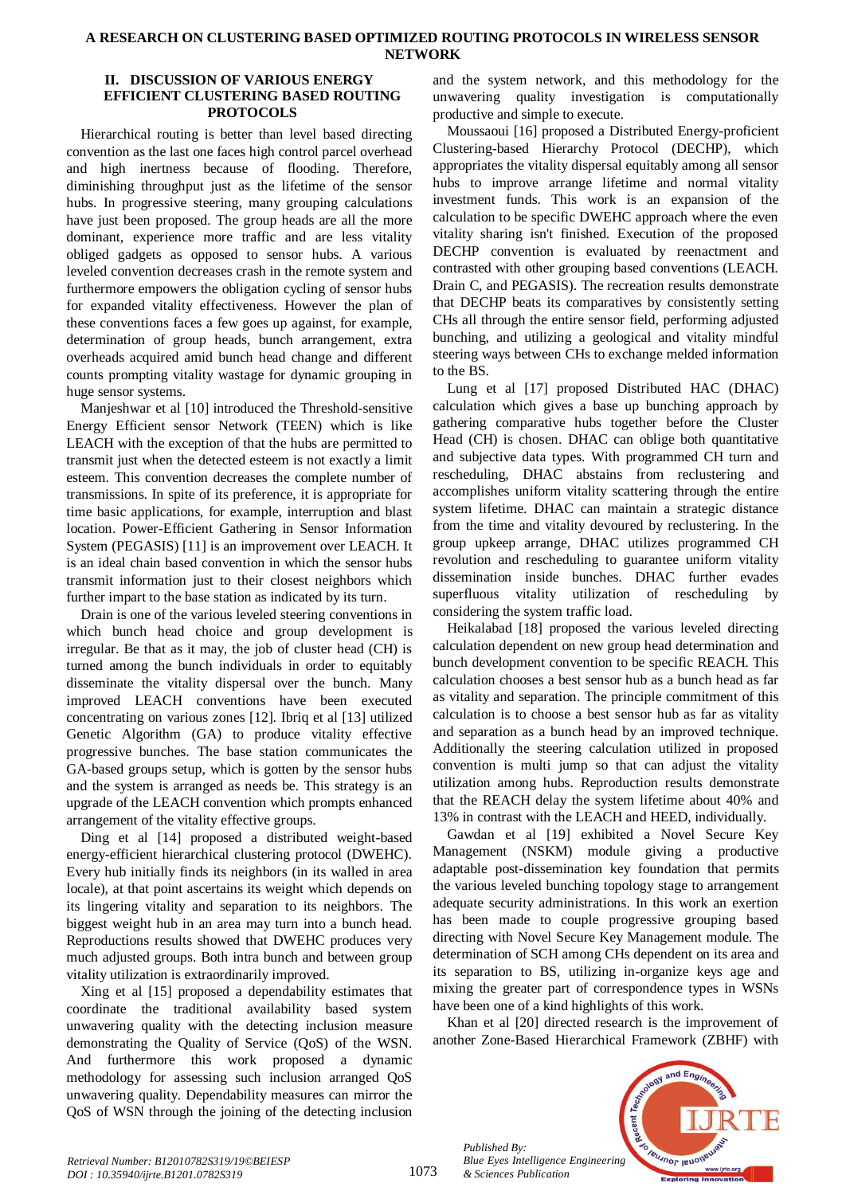## II. DISCUSSION OF VARIOUS ENERGY EFFICIENT CLUSTERING BASED ROUTING PROTOCOLS

Hierarchical routing is better than level based directing convention as the last one faces high control parcel overhead and high inertness because of flooding. Therefore, diminishing throughput just as the lifetime of the sensor hubs. In progressive steering, many grouping calculations have just been proposed. The group heads are all the more dominant, experience more traffic and are less vitality obliged gadgets as opposed to sensor hubs. A various leveled convention decreases crash in the remote system and furthermore empowers the obligation cycling of sensor hubs for expanded vitality effectiveness. However the plan of these conventions faces a few goes up against, for example, determination of group heads, bunch arrangement, extra overheads acquired amid bunch head change and different counts prompting vitality wastage for dynamic grouping in huge sensor systems.

Manjeshwar et al [10] introduced the Threshold-sensitive Energy Efficient sensor Network (TEEN) which is like LEACH with the exception of that the hubs are permitted to transmit just when the detected esteem is not exactly a limit esteem. This convention decreases the complete number of transmissions. In spite of its preference, it is appropriate for time basic applications, for example, interruption and blast location. Power-Efficient Gathering in Sensor Information System (PEGASIS) [11] is an improvement over LEACH. It is an ideal chain based convention in which the sensor hubs transmit information just to their closest neighbors which further impart to the base station as indicated by its turn.

Drain is one of the various leveled steering conventions in which bunch head choice and group development is irregular. Be that as it may, the job of cluster head (CH) is turned among the bunch individuals in order to equitably disseminate the vitality dispersal over the bunch. Many improved LEACH conventions have been executed concentrating on various zones [12]. Ibriq et al [13] utilized Genetic Algorithm (GA) to produce vitality effective progressive bunches. The base station communicates the GA-based groups setup, which is gotten by the sensor hubs and the system is arranged as needs be. This strategy is an upgrade of the LEACH convention which prompts enhanced arrangement of the vitality effective groups.

Ding et al [14] proposed a distributed weight-based energy-efficient hierarchical clustering protocol (DWEHC). Every hub initially finds its neighbors (in its walled in area locale), at that point ascertains its weight which depends on its lingering vitality and separation to its neighbors. The biggest weight hub in an area may turn into a bunch head. Reproductions results showed that DWEHC produces very much adjusted groups. Both intra bunch and between group vitality utilization is extraordinarily improved.

Xing et al [15] proposed a dependability estimates that coordinate the traditional availability based system unwavering quality with the detecting inclusion measure demonstrating the Quality of Service (QoS) of the WSN. And furthermore this work proposed a dynamic methodology for assessing such inclusion arranged QoS unwavering quality. Dependability measures can mirror the QoS of WSN through the joining of the detecting inclusion and the system network, and this methodology for the unwavering quality investigation is computationally productive and simple to execute.

Moussaoui [16] proposed a Distributed Energy-proficient Clustering-based Hierarchy Protocol (DECHP), which appropriates the vitality dispersal equitably among all sensor hubs to improve arrange lifetime and normal vitality investment funds. This work is an expansion of the calculation to be specific DWEHC approach where the even vitality sharing isn't finished. Execution of the proposed DECHP convention is evaluated by reenactment and contrasted with other grouping based conventions (LEACH. Drain C, and PEGASIS). The recreation results demonstrate that DECHP beats its comparatives by consistently setting CHs all through the entire sensor field, performing adjusted bunching, and utilizing a geological and vitality mindful steering ways between CHs to exchange melded information to the BS.

Lung et al [17] proposed Distributed HAC (DHAC) calculation which gives a base up bunching approach by gathering comparative hubs together before the Cluster Head (CH) is chosen. DHAC can oblige both quantitative and subjective data types. With programmed CH turn and rescheduling, DHAC abstains from reclustering and accomplishes uniform vitality scattering through the entire system lifetime. DHAC can maintain a strategic distance from the time and vitality devoured by reclustering. In the group upkeep arrange, DHAC utilizes programmed CH revolution and rescheduling to guarantee uniform vitality dissemination inside bunches. DHAC further evades superfluous vitality utilization of rescheduling by considering the system traffic load.

Heikalabad [18] proposed the various leveled directing calculation dependent on new group head determination and bunch development convention to be specific REACH. This calculation chooses a best sensor hub as a bunch head as far as vitality and separation. The principle commitment of this calculation is to choose a best sensor hub as far as vitality and separation as a bunch head by an improved technique. Additionally the steering calculation utilized in proposed convention is multi jump so that can adjust the vitality utilization among hubs. Reproduction results demonstrate that the REACH delay the system lifetime about 40% and 13% in contrast with the LEACH and HEED, individually.

Gawdan et al [19] exhibited a Novel Secure Key Management (NSKM) module giving a productive adaptable post-dissemination key foundation that permits the various leveled bunching topology stage to arrangement adequate security administrations. In this work an exertion has been made to couple progressive grouping based directing with Novel Secure Key Management module. The determination of SCH among CHs dependent on its area and its separation to BS, utilizing in-organize keys age and mixing the greater part of correspondence types in WSNs have been one of a kind highlights of this work.

Khan et al [20] directed research is the improvement of another Zone-Based Hierarchical Framework (ZBHF) with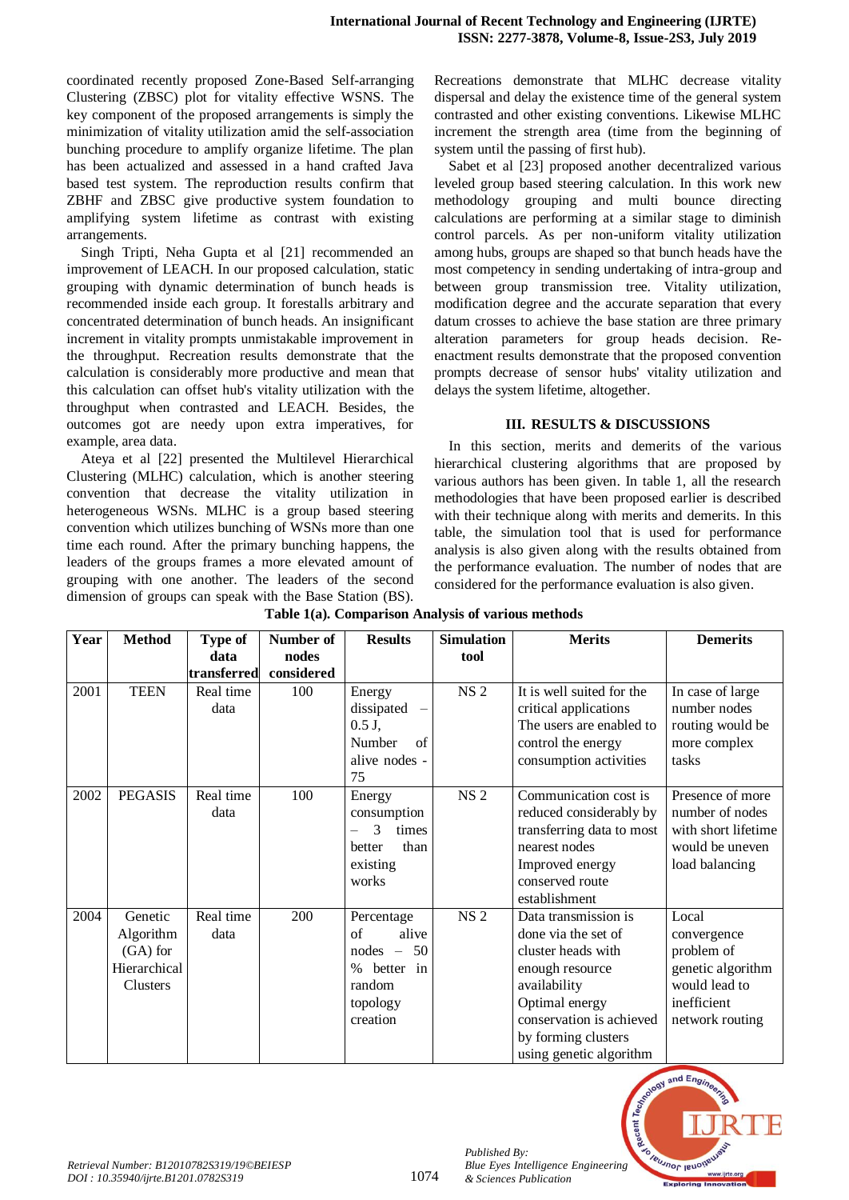coordinated recently proposed Zone-Based Self-arranging Clustering (ZBSC) plot for vitality effective WSNS. The key component of the proposed arrangements is simply the minimization of vitality utilization amid the self-association bunching procedure to amplify organize lifetime. The plan has been actualized and assessed in a hand crafted Java based test system. The reproduction results confirm that ZBHF and ZBSC give productive system foundation to amplifying system lifetime as contrast with existing arrangements.

Singh Tripti, Neha Gupta et al [21] recommended an improvement of LEACH. In our proposed calculation, static grouping with dynamic determination of bunch heads is recommended inside each group. It forestalls arbitrary and concentrated determination of bunch heads. An insignificant increment in vitality prompts unmistakable improvement in the throughput. Recreation results demonstrate that the calculation is considerably more productive and mean that this calculation can offset hub's vitality utilization with the throughput when contrasted and LEACH. Besides, the outcomes got are needy upon extra imperatives, for example, area data.

Ateya et al [22] presented the Multilevel Hierarchical Clustering (MLHC) calculation, which is another steering convention that decrease the vitality utilization in heterogeneous WSNs. MLHC is a group based steering convention which utilizes bunching of WSNs more than one time each round. After the primary bunching happens, the leaders of the groups frames a more elevated amount of grouping with one another. The leaders of the second dimension of groups can speak with the Base Station (BS). Recreations demonstrate that MLHC decrease vitality dispersal and delay the existence time of the general system contrasted and other existing conventions. Likewise MLHC increment the strength area (time from the beginning of system until the passing of first hub).

Sabet et al [23] proposed another decentralized various leveled group based steering calculation. In this work new methodology grouping and multi bounce directing calculations are performing at a similar stage to diminish control parcels. As per non-uniform vitality utilization among hubs, groups are shaped so that bunch heads have the most competency in sending undertaking of intra-group and between group transmission tree. Vitality utilization, modification degree and the accurate separation that every datum crosses to achieve the base station are three primary alteration parameters for group heads decision. Re-enactment results demonstrate that the proposed convention prompts decrease of sensor hubs' vitality utilization and delays the system lifetime, altogether.

## III. RESULTS & DISCUSSIONS

In this section, merits and demerits of the various hierarchical clustering algorithms that are proposed by various authors has been given. In table 1, all the research methodologies that have been proposed earlier is described with their technique along with merits and demerits. In this table, the simulation tool that is used for performance analysis is also given along with the results obtained from the performance evaluation. The number of nodes that are considered for the performance evaluation is also given.

**Table 1(a). Comparison Analysis of various methods**

| Year | Method | Type of data transferred | Number of nodes considered | Results | Simulation tool | Merits | Demerits |
|---|---|---|---|---|---|---|---|
| 2001 | TEEN | Real time data | 100 | Energy dissipated – 0.5 J, Number of alive nodes - 75 | NS 2 | It is well suited for the critical applications The users are enabled to control the energy consumption activities | In case of large number nodes routing would be more complex tasks |
| 2002 | PEGASIS | Real time data | 100 | Energy consumption – 3 times better than existing works | NS 2 | Communication cost is reduced considerably by transferring data to most nearest nodes Improved energy conserved route establishment | Presence of more number of nodes with short lifetime would be uneven load balancing |
| 2004 | Genetic Algorithm (GA) for Hierarchical Clusters | Real time data | 200 | Percentage of alive nodes – 50 % better in random topology creation | NS 2 | Data transmission is done via the set of cluster heads with enough resource availability Optimal energy conservation is achieved by forming clusters using genetic algorithm | Local convergence problem of genetic algorithm would lead to inefficient network routing |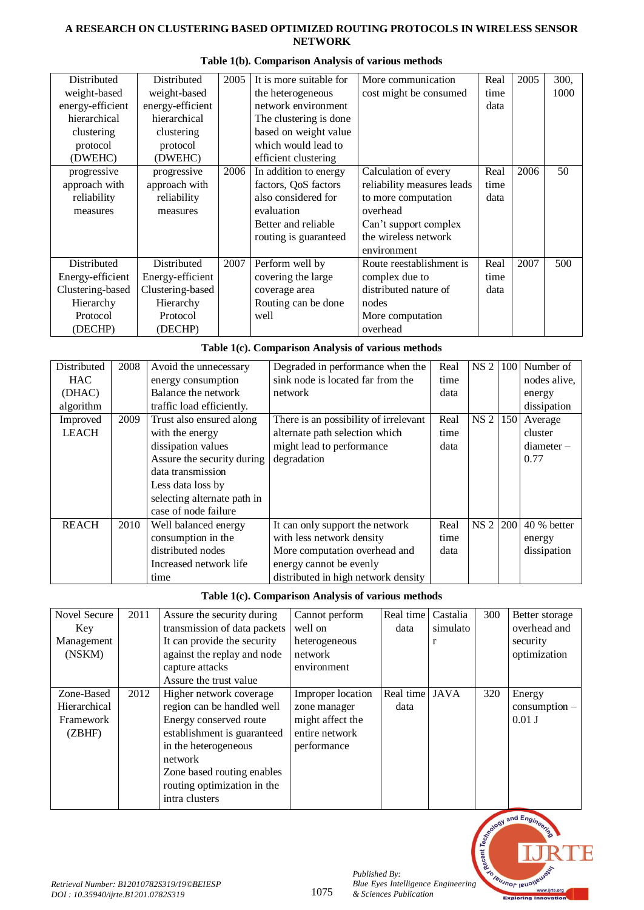**Table 1(b). Comparison Analysis of various methods**

| | | | | | | | |
|---|---|---|---|---|---|---|---|
| Distributed weight-based energy-efficient hierarchical clustering protocol (DWEHC) | Distributed weight-based energy-efficient hierarchical clustering protocol (DWEHC) | 2005 | It is more suitable for the heterogeneous network environment The clustering is done based on weight value which would lead to efficient clustering | More communication cost might be consumed | Real time data | 2005 | 300, 1000 |
| progressive approach with reliability measures | progressive approach with reliability measures | 2006 | In addition to energy factors, QoS factors also considered for evaluation Better and reliable routing is guaranteed | Calculation of every reliability measures leads to more computation overhead Can't support complex the wireless network environment | Real time data | 2006 | 50 |
| Distributed Energy-efficient Clustering-based Hierarchy Protocol (DECHP) | Distributed Energy-efficient Clustering-based Hierarchy Protocol (DECHP) | 2007 | Perform well by covering the large coverage area Routing can be done well | Route reestablishment is complex due to distributed nature of nodes More computation overhead | Real time data | 2007 | 500 |

**Table 1(c). Comparison Analysis of various methods**

| | | | | | | | |
|---|---|---|---|---|---|---|---|
| Distributed HAC (DHAC) algorithm | 2008 | Avoid the unnecessary energy consumption Balance the network traffic load efficiently. | Degraded in performance when the sink node is located far from the network | Real time data | NS 2 | 100 | Number of nodes alive, energy dissipation |
| Improved LEACH | 2009 | Trust also ensured along with the energy dissipation values Assure the security during data transmission Less data loss by selecting alternate path in case of node failure | There is an possibility of irrelevant alternate path selection which might lead to performance degradation | Real time data | NS 2 | 150 | Average cluster diameter – 0.77 |
| REACH | 2010 | Well balanced energy consumption in the distributed nodes Increased network life time | It can only support the network with less network density More computation overhead and energy cannot be evenly distributed in high network density | Real time data | NS 2 | 200 | 40 % better energy dissipation |

**Table 1(c). Comparison Analysis of various methods**

| | | | | | | | |
|---|---|---|---|---|---|---|---|
| Novel Secure Key Management (NSKM) | 2011 | Assure the security during transmission of data packets It can provide the security against the replay and node capture attacks Assure the trust value | Cannot perform well on heterogeneous network environment | Real time data | Castalia simulator | 300 | Better storage overhead and security optimization |
| Zone-Based Hierarchical Framework (ZBHF) | 2012 | Higher network coverage region can be handled well Energy conserved route establishment is guaranteed in the heterogeneous network Zone based routing enables routing optimization in the intra clusters | Improper location zone manager might affect the entire network performance | Real time data | JAVA | 320 | Energy consumption – 0.01 J |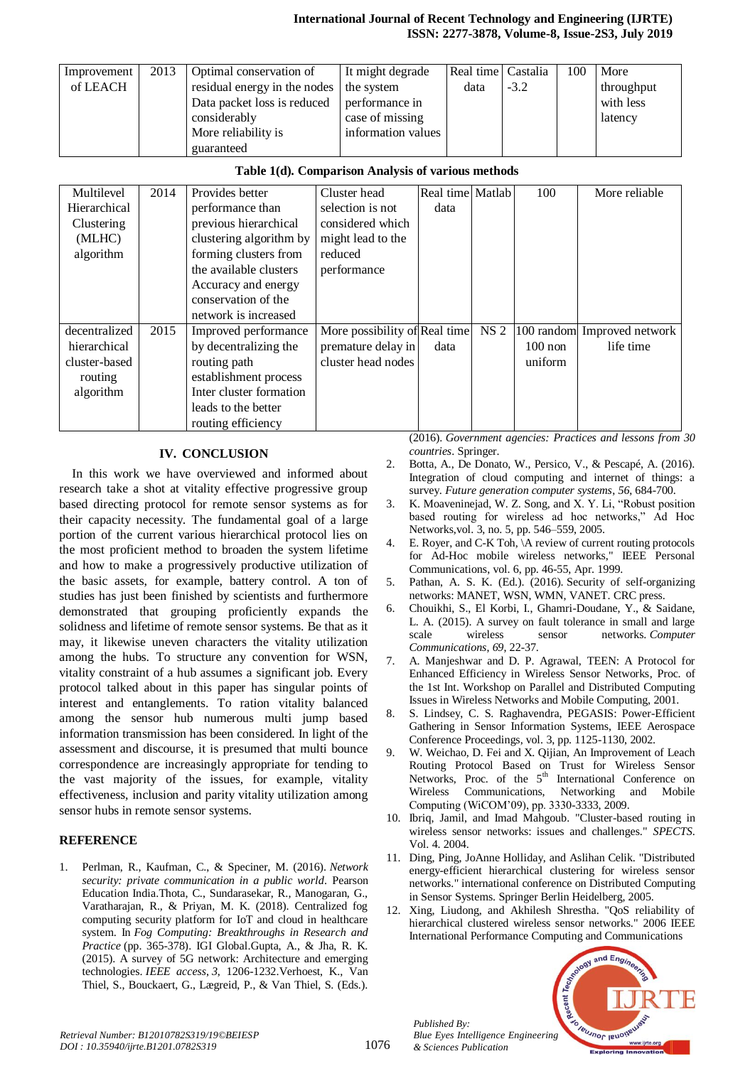| Improvement of LEACH | 2013 | Optimal conservation of residual energy in the nodes Data packet loss is reduced considerably More reliability is guaranteed | It might degrade the system performance in case of missing information values | Real time data | Castalia -3.2 | 100 | More throughput with less latency |
|---|---|---|---|---|---|---|---|

Table 1(d). Comparison Analysis of various methods

| Multilevel Hierarchical Clustering (MLHC) algorithm | 2014 | Provides better performance than previous hierarchical clustering algorithm by forming clusters from the available clusters Accuracy and energy conservation of the network is increased | Cluster head selection is not considered which might lead to the reduced performance | Real time data | Matlab | 100 | More reliable |
|---|---|---|---|---|---|---|---|
| decentralized hierarchical cluster-based routing algorithm | 2015 | Improved performance by decentralizing the routing path establishment process Inter cluster formation leads to the better routing efficiency | More possibility of premature delay in cluster head nodes | Real time data | NS 2 | 100 random 100 non uniform | Improved network life time |

## IV. CONCLUSION

In this work we have overviewed and informed about research take a shot at vitality effective progressive group based directing protocol for remote sensor systems as for their capacity necessity. The fundamental goal of a large portion of the current various hierarchical protocol lies on the most proficient method to broaden the system lifetime and how to make a progressively productive utilization of the basic assets, for example, battery control. A ton of studies has just been finished by scientists and furthermore demonstrated that grouping proficiently expands the solidness and lifetime of remote sensor systems. Be that as it may, it likewise uneven characters the vitality utilization among the hubs. To structure any convention for WSN, vitality constraint of a hub assumes a significant job. Every protocol talked about in this paper has singular points of interest and entanglements. To ration vitality balanced among the sensor hub numerous multi jump based information transmission has been considered. In light of the assessment and discourse, it is presumed that multi bounce correspondence are increasingly appropriate for tending to the vast majority of the issues, for example, vitality effectiveness, inclusion and parity vitality utilization among sensor hubs in remote sensor systems.

## REFERENCE

1. Perlman, R., Kaufman, C., & Speciner, M. (2016). *Network security: private communication in a public world*. Pearson Education India.Thota, C., Sundarasekar, R., Manogaran, G., Varatharajan, R., & Priyan, M. K. (2018). Centralized fog computing security platform for IoT and cloud in healthcare system. In *Fog Computing: Breakthroughs in Research and Practice* (pp. 365-378). IGI Global.Gupta, A., & Jha, R. K. (2015). A survey of 5G network: Architecture and emerging technologies. *IEEE access*, *3*, 1206-1232.Verhoest, K., Van Thiel, S., Bouckaert, G., Lægreid, P., & Van Thiel, S. (Eds.). (2016). *Government agencies: Practices and lessons from 30 countries*. Springer.
2. Botta, A., De Donato, W., Persico, V., & Pescapé, A. (2016). Integration of cloud computing and internet of things: a survey. *Future generation computer systems*, *56*, 684-700.
3. K. Moaveninejad, W. Z. Song, and X. Y. Li, "Robust position based routing for wireless ad hoc networks," Ad Hoc Networks,vol. 3, no. 5, pp. 546–559, 2005.
4. E. Royer, and C-K Toh, \A review of current routing protocols for Ad-Hoc mobile wireless networks," IEEE Personal Communications, vol. 6, pp. 46-55, Apr. 1999.
5. Pathan, A. S. K. (Ed.). (2016). Security of self-organizing networks: MANET, WSN, WMN, VANET. CRC press.
6. Chouikhi, S., El Korbi, I., Ghamri-Doudane, Y., & Saidane, L. A. (2015). A survey on fault tolerance in small and large scale wireless sensor networks. *Computer Communications*, *69*, 22-37.
7. A. Manjeshwar and D. P. Agrawal, TEEN: A Protocol for Enhanced Efficiency in Wireless Sensor Networks, Proc. of the 1st Int. Workshop on Parallel and Distributed Computing Issues in Wireless Networks and Mobile Computing, 2001.
8. S. Lindsey, C. S. Raghavendra, PEGASIS: Power-Efficient Gathering in Sensor Information Systems, IEEE Aerospace Conference Proceedings, vol. 3, pp. 1125-1130, 2002.
9. W. Weichao, D. Fei and X. Qijian, An Improvement of Leach Routing Protocol Based on Trust for Wireless Sensor Networks, Proc. of the 5th International Conference on Wireless Communications, Networking and Mobile Computing (WiCOM'09), pp. 3330-3333, 2009.
10. Ibriq, Jamil, and Imad Mahgoub. "Cluster-based routing in wireless sensor networks: issues and challenges." *SPECTS*. Vol. 4. 2004.
11. Ding, Ping, JoAnne Holliday, and Aslihan Celik. "Distributed energy-efficient hierarchical clustering for wireless sensor networks." international conference on Distributed Computing in Sensor Systems. Springer Berlin Heidelberg, 2005.
12. Xing, Liudong, and Akhilesh Shrestha. "QoS reliability of hierarchical clustered wireless sensor networks." 2006 IEEE International Performance Computing and Communications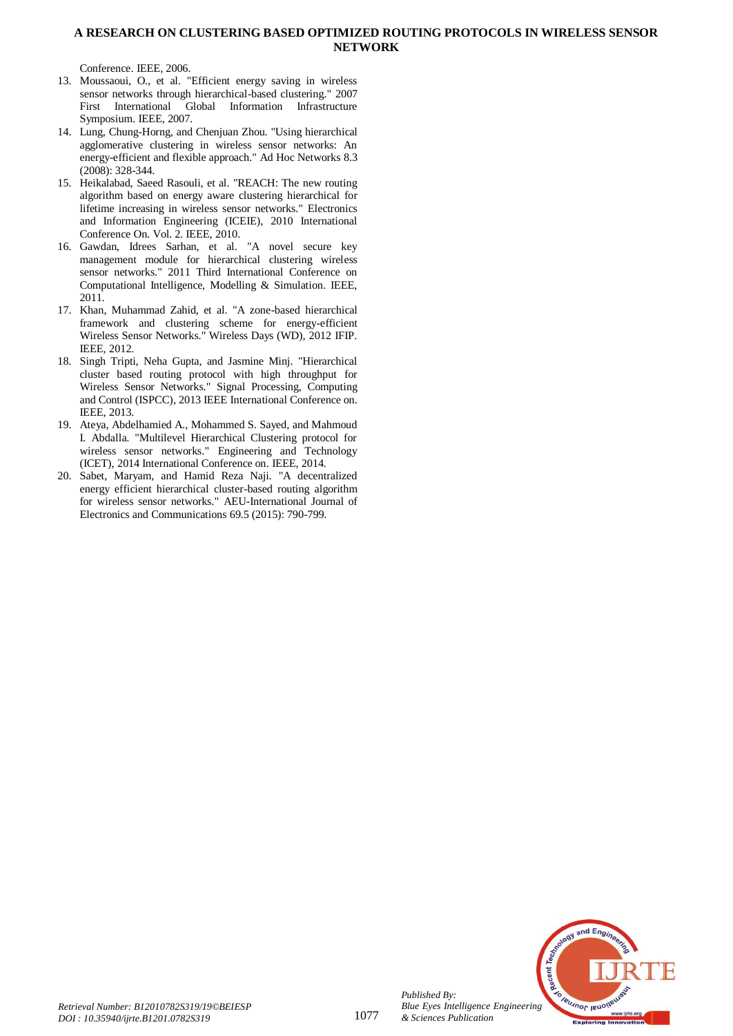Conference. IEEE, 2006.

13. Moussaoui, O., et al. "Efficient energy saving in wireless sensor networks through hierarchical-based clustering." 2007 First International Global Information Infrastructure Symposium. IEEE, 2007.
14. Lung, Chung-Horng, and Chenjuan Zhou. "Using hierarchical agglomerative clustering in wireless sensor networks: An energy-efficient and flexible approach." Ad Hoc Networks 8.3 (2008): 328-344.
15. Heikalabad, Saeed Rasouli, et al. "REACH: The new routing algorithm based on energy aware clustering hierarchical for lifetime increasing in wireless sensor networks." Electronics and Information Engineering (ICEIE), 2010 International Conference On. Vol. 2. IEEE, 2010.
16. Gawdan, Idrees Sarhan, et al. "A novel secure key management module for hierarchical clustering wireless sensor networks." 2011 Third International Conference on Computational Intelligence, Modelling & Simulation. IEEE, 2011.
17. Khan, Muhammad Zahid, et al. "A zone-based hierarchical framework and clustering scheme for energy-efficient Wireless Sensor Networks." Wireless Days (WD), 2012 IFIP. IEEE, 2012.
18. Singh Tripti, Neha Gupta, and Jasmine Minj. "Hierarchical cluster based routing protocol with high throughput for Wireless Sensor Networks." Signal Processing, Computing and Control (ISPCC), 2013 IEEE International Conference on. IEEE, 2013.
19. Ateya, Abdelhamied A., Mohammed S. Sayed, and Mahmoud I. Abdalla. "Multilevel Hierarchical Clustering protocol for wireless sensor networks." Engineering and Technology (ICET), 2014 International Conference on. IEEE, 2014.
20. Sabet, Maryam, and Hamid Reza Naji. "A decentralized energy efficient hierarchical cluster-based routing algorithm for wireless sensor networks." AEU-International Journal of Electronics and Communications 69.5 (2015): 790-799.